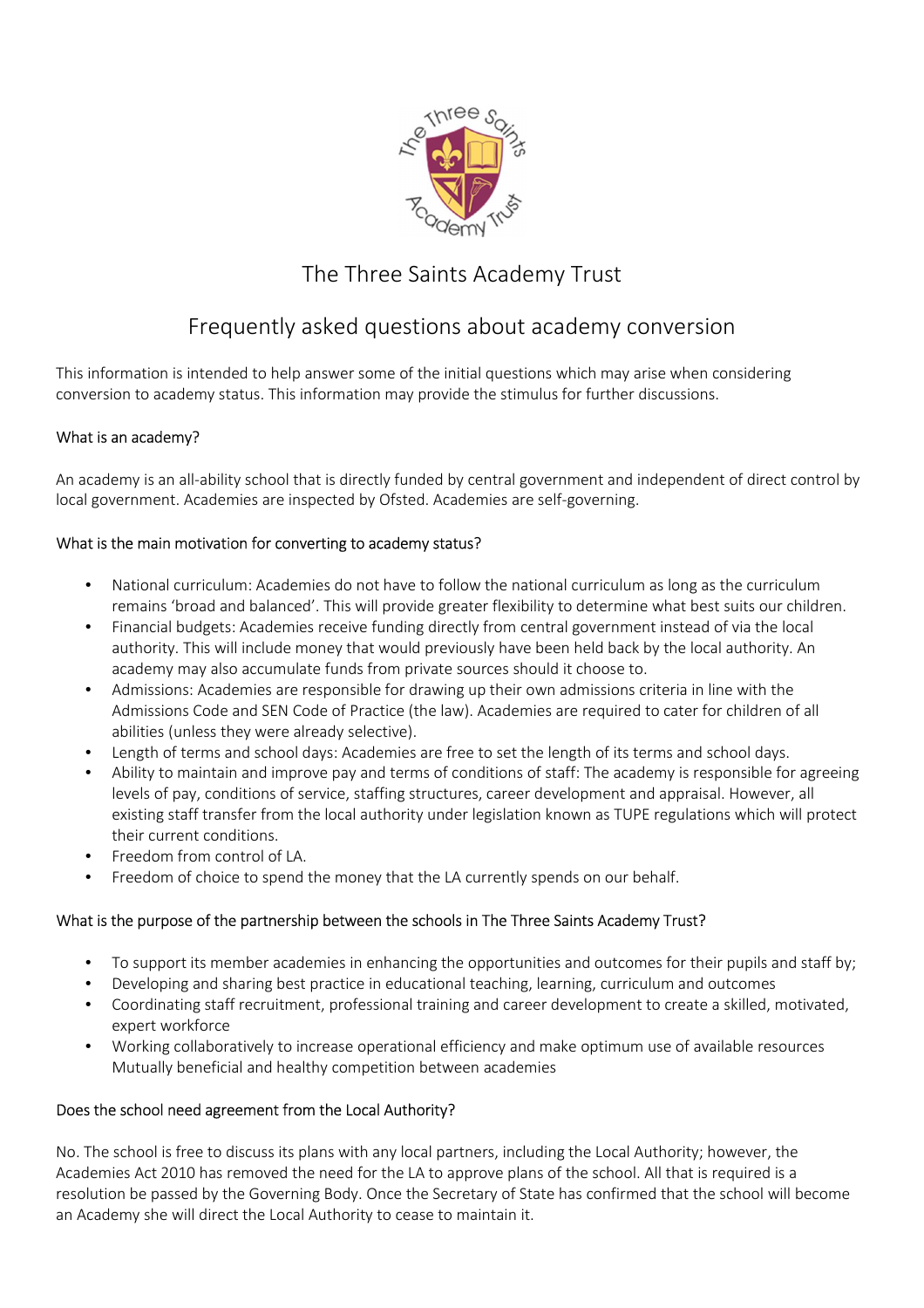# The Three Saints Academy Trust

## Frequently asked questions about academy conversion

This information is intended to help answer some of the initial questions which may arise when considering conversion to academy status. This information may provide the stimulus for further discussions.

### What is an academy?

An academy is an all-ability school that is directly funded by central government and independent of direct control by local government. Academies are inspected by Ofsted. Academies are self-governing.

### What is the main motivation for converting to academy status?

- National curriculum: Academies do not have to follow the national curriculum as long as the curriculum remains 'broad and balanced'. This will provide greater flexibility to determine what best suits our children.
- Financial budgets: Academies receive funding directly from central government instead of via the local authority. This will include money that would previously have been held back by the local authority. An academy may also accumulate funds from private sources should it choose to.
- Admissions: Academies are responsible for drawing up their own admissions criteria in line with the Admissions Code and SEN Code of Practice (the law). Academies are required to cater for children of all abilities (unless they were already selective).
- Length of terms and school days: Academies are free to set the length of its terms and school days.
- Ability to maintain and improve pay and terms of conditions of staff: The academy is responsible for agreeing levels of pay, conditions of service, staffing structures, career development and appraisal. However, all existing staff transfer from the local authority under legislation known as TUPE regulations which will protect their current conditions.
- Freedom from control of LA.
- Freedom of choice to spend the money that the LA currently spends on our behalf.

### What is the purpose of the partnership between the schools in The Three Saints Academy Trust?

- To support its member academies in enhancing the opportunities and outcomes for their pupils and staff by;
- Developing and sharing best practice in educational teaching, learning, curriculum and outcomes
- Coordinating staff recruitment, professional training and career development to create a skilled, motivated, expert workforce
- Working collaboratively to increase operational efficiency and make optimum use of available resources Mutually beneficial and healthy competition between academies

### Does the school need agreement from the Local Authority?

No. The school is free to discuss its plans with any local partners, including the Local Authority; however, the Academies Act 2010 has removed the need for the LA to approve plans of the school. All that is required is a resolution be passed by the Governing Body. Once the Secretary of State has confirmed that the school will become an Academy she will direct the Local Authority to cease to maintain it.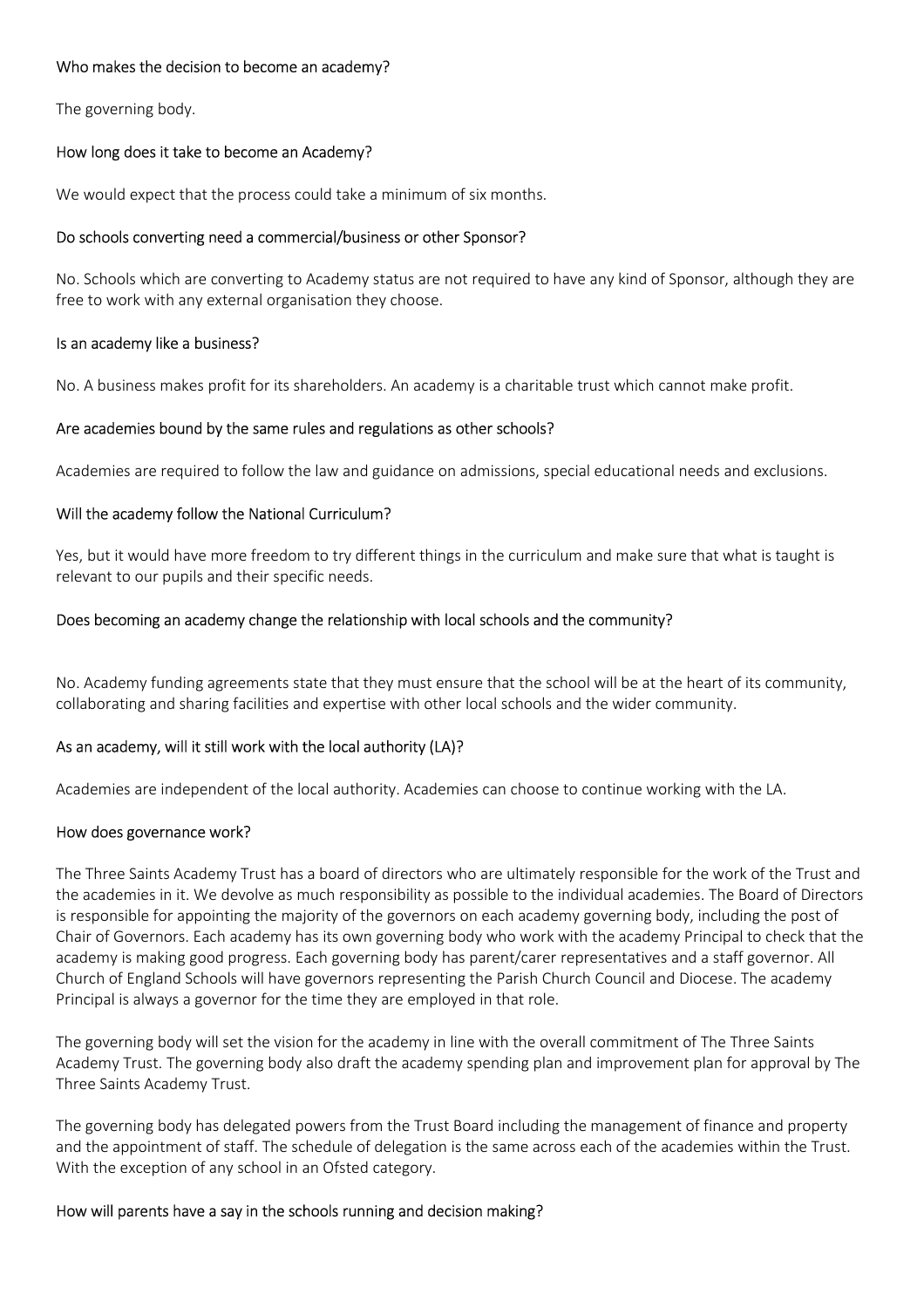### Who makes the decision to become an academy?

The governing body.

### How long does it take to become an Academy?

We would expect that the process could take a minimum of six months.

### Do schools converting need a commercial/business or other Sponsor?

No. Schools which are converting to Academy status are not required to have any kind of Sponsor, although they are free to work with any external organisation they choose.

### Is an academy like a business?

No. A business makes profit for its shareholders. An academy is a charitable trust which cannot make profit.

### Are academies bound by the same rules and regulations as other schools?

Academies are required to follow the law and guidance on admissions, special educational needs and exclusions.

### Will the academy follow the National Curriculum?

Yes, but it would have more freedom to try different things in the curriculum and make sure that what is taught is relevant to our pupils and their specific needs.

### Does becoming an academy change the relationship with local schools and the community?

No. Academy funding agreements state that they must ensure that the school will be at the heart of its community, collaborating and sharing facilities and expertise with other local schools and the wider community.

### As an academy, will it still work with the local authority (LA)?

Academies are independent of the local authority. Academies can choose to continue working with the LA.

### How does governance work?

The Three Saints Academy Trust has a board of directors who are ultimately responsible for the work of the Trust and the academies in it. We devolve as much responsibility as possible to the individual academies. The Board of Directors is responsible for appointing the majority of the governors on each academy governing body, including the post of Chair of Governors. Each academy has its own governing body who work with the academy Principal to check that the academy is making good progress. Each governing body has parent/carer representatives and a staff governor. All Church of England Schools will have governors representing the Parish Church Council and Diocese. The academy Principal is always a governor for the time they are employed in that role.

The governing body will set the vision for the academy in line with the overall commitment of The Three Saints Academy Trust. The governing body also draft the academy spending plan and improvement plan for approval by The Three Saints Academy Trust.

The governing body has delegated powers from the Trust Board including the management of finance and property and the appointment of staff. The schedule of delegation is the same across each of the academies within the Trust. With the exception of any school in an Ofsted category.

### How will parents have a say in the schools running and decision making?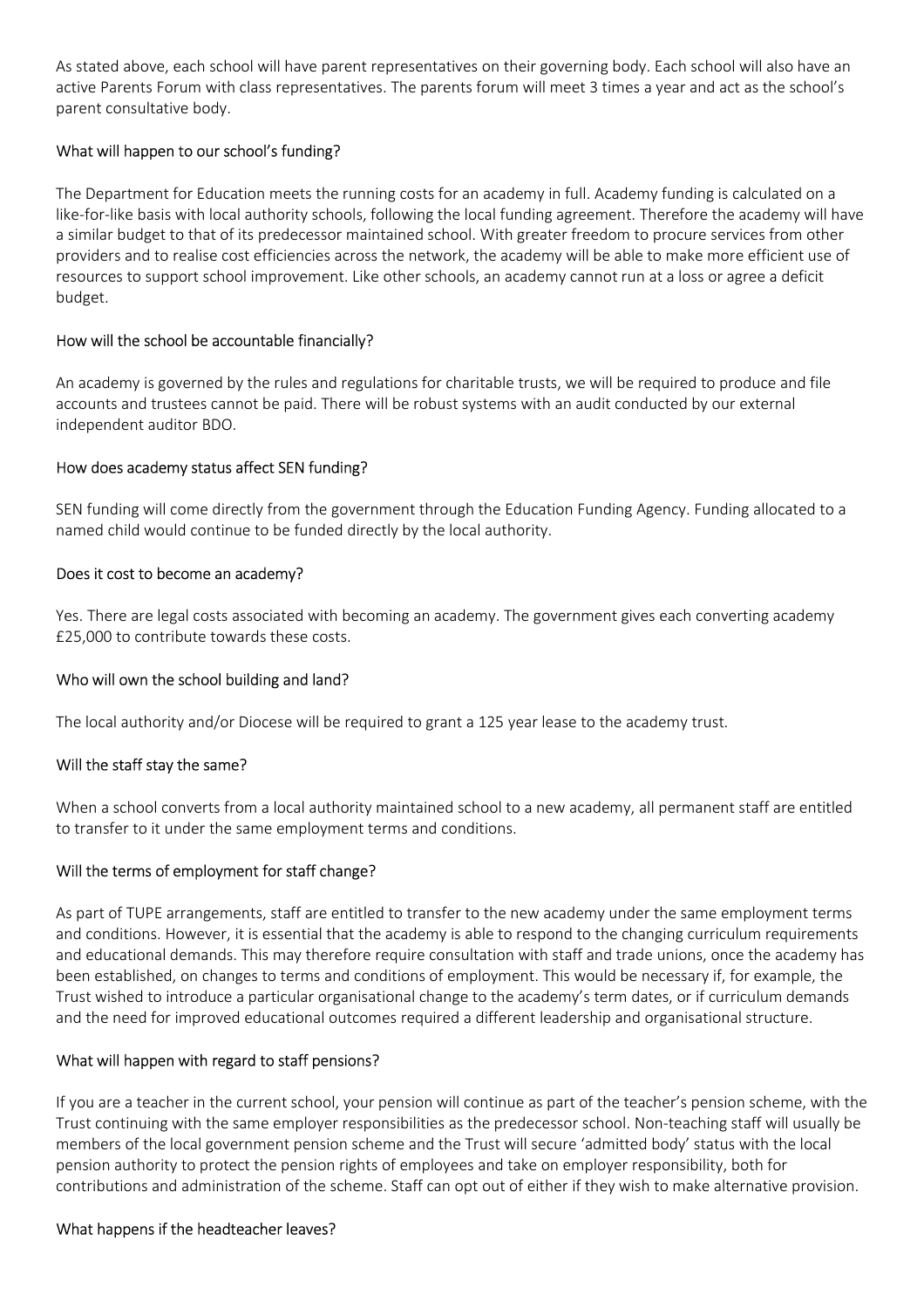As stated above, each school will have parent representatives on their governing body. Each school will also have an active Parents Forum with class representatives. The parents forum will meet 3 times a year and act as the school's parent consultative body.

### What will happen to our school's funding?

The Department for Education meets the running costs for an academy in full. Academy funding is calculated on a like-for-like basis with local authority schools, following the local funding agreement. Therefore the academy will have a similar budget to that of its predecessor maintained school. With greater freedom to procure services from other providers and to realise cost efficiencies across the network, the academy will be able to make more efficient use of resources to support school improvement. Like other schools, an academy cannot run at a loss or agree a deficit budget.

### How will the school be accountable financially?

An academy is governed by the rules and regulations for charitable trusts, we will be required to produce and file accounts and trustees cannot be paid. There will be robust systems with an audit conducted by our external independent auditor BDO.

### How does academy status affect SEN funding?

SEN funding will come directly from the government through the Education Funding Agency. Funding allocated to a named child would continue to be funded directly by the local authority.

### Does it cost to become an academy?

Yes. There are legal costs associated with becoming an academy. The government gives each converting academy £25,000 to contribute towards these costs.

### Who will own the school building and land?

The local authority and/or Diocese will be required to grant a 125 year lease to the academy trust.

### Will the staff stay the same?

When a school converts from a local authority maintained school to a new academy, all permanent staff are entitled to transfer to it under the same employment terms and conditions.

### Will the terms of employment for staff change?

As part of TUPE arrangements, staff are entitled to transfer to the new academy under the same employment terms and conditions. However, it is essential that the academy is able to respond to the changing curriculum requirements and educational demands. This may therefore require consultation with staff and trade unions, once the academy has been established, on changes to terms and conditions of employment. This would be necessary if, for example, the Trust wished to introduce a particular organisational change to the academy's term dates, or if curriculum demands and the need for improved educational outcomes required a different leadership and organisational structure.

### What will happen with regard to staff pensions?

If you are a teacher in the current school, your pension will continue as part of the teacher's pension scheme, with the Trust continuing with the same employer responsibilities as the predecessor school. Non-teaching staff will usually be members of the local government pension scheme and the Trust will secure 'admitted body' status with the local pension authority to protect the pension rights of employees and take on employer responsibility, both for contributions and administration of the scheme. Staff can opt out of either if they wish to make alternative provision.

### What happens if the headteacher leaves?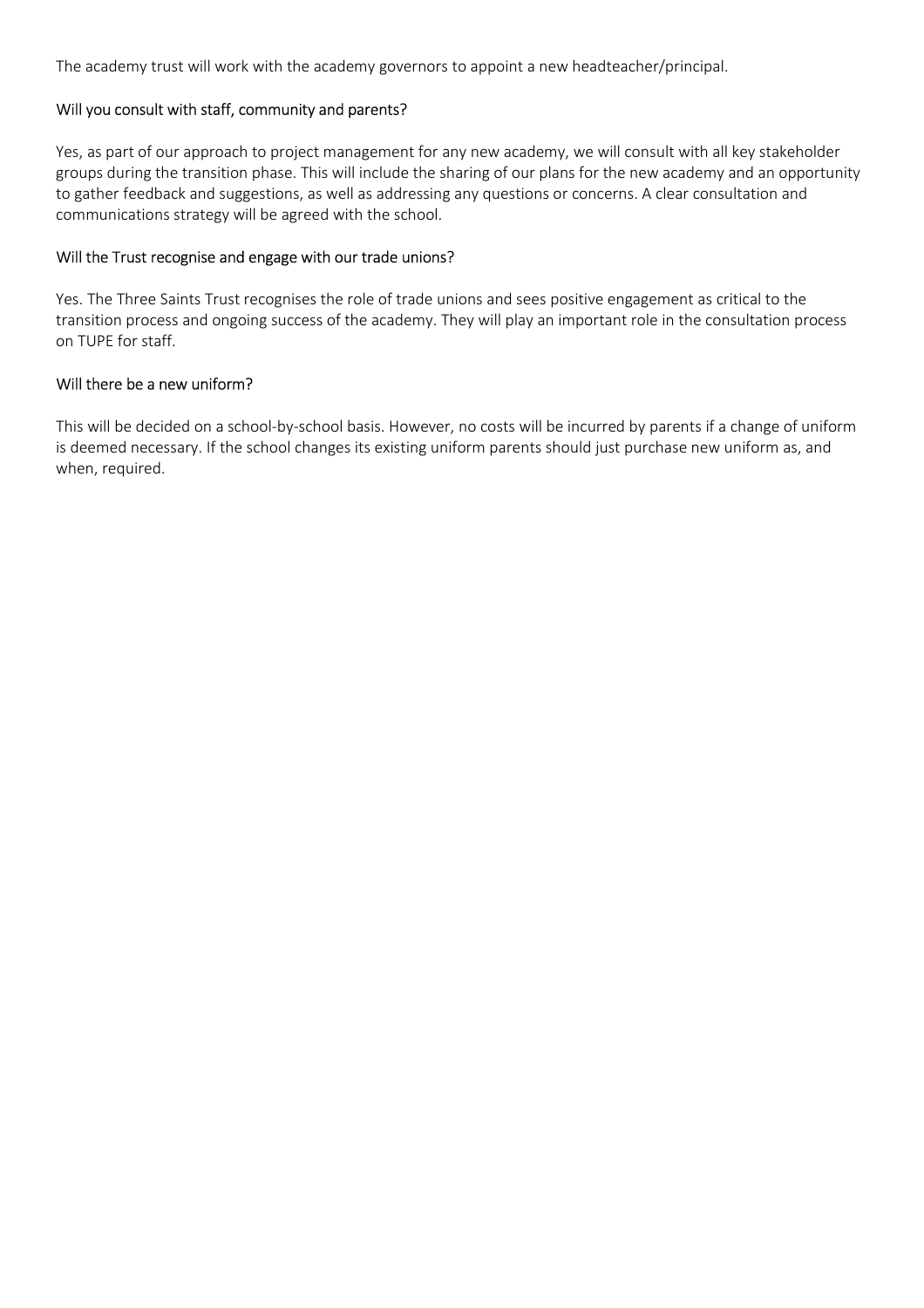The academy trust will work with the academy governors to appoint a new headteacher/principal.

### Will you consult with staff, community and parents?

Yes, as part of our approach to project management for any new academy, we will consult with all key stakeholder groups during the transition phase. This will include the sharing of our plans for the new academy and an opportunity to gather feedback and suggestions, as well as addressing any questions or concerns. A clear consultation and communications strategy will be agreed with the school.

### Will the Trust recognise and engage with our trade unions?

Yes. The Three Saints Trust recognises the role of trade unions and sees positive engagement as critical to the transition process and ongoing success of the academy. They will play an important role in the consultation process on TUPE for staff.

### Will there be a new uniform?

This will be decided on a school-by-school basis. However, no costs will be incurred by parents if a change of uniform is deemed necessary. If the school changes its existing uniform parents should just purchase new uniform as, and when, required.